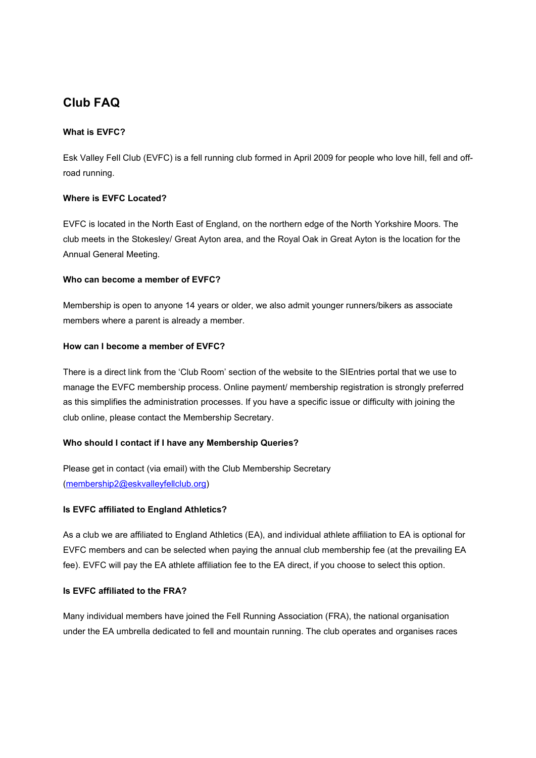## Club FAQ

**What is EVFC?**

Esk Valley Fell Club (EVFC) is a fell running club formed in April 2009 for people who love hill, fell and off-road running.

**Where is EVFC Located?**

EVFC is located in the North East of England, on the northern edge of the North Yorkshire Moors. The club meets in the Stokesley/ Great Ayton area, and the Royal Oak in Great Ayton is the location for the Annual General Meeting.

**Who can become a member of EVFC?**

Membership is open to anyone 14 years or older, we also admit younger runners/bikers as associate members where a parent is already a member.

**How can I become a member of EVFC?**

There is a direct link from the 'Club Room' section of the website to the SIEntries portal that we use to manage the EVFC membership process. Online payment/ membership registration is strongly preferred as this simplifies the administration processes. If you have a specific issue or difficulty with joining the club online, please contact the Membership Secretary.

**Who should I contact if I have any Membership Queries?**

Please get in contact (via email) with the Club Membership Secretary (membership2@eskvalleyfellclub.org)

**Is EVFC affiliated to England Athletics?**

As a club we are affiliated to England Athletics (EA), and individual athlete affiliation to EA is optional for EVFC members and can be selected when paying the annual club membership fee (at the prevailing EA fee). EVFC will pay the EA athlete affiliation fee to the EA direct, if you choose to select this option.

**Is EVFC affiliated to the FRA?**

Many individual members have joined the Fell Running Association (FRA), the national organisation under the EA umbrella dedicated to fell and mountain running. The club operates and organises races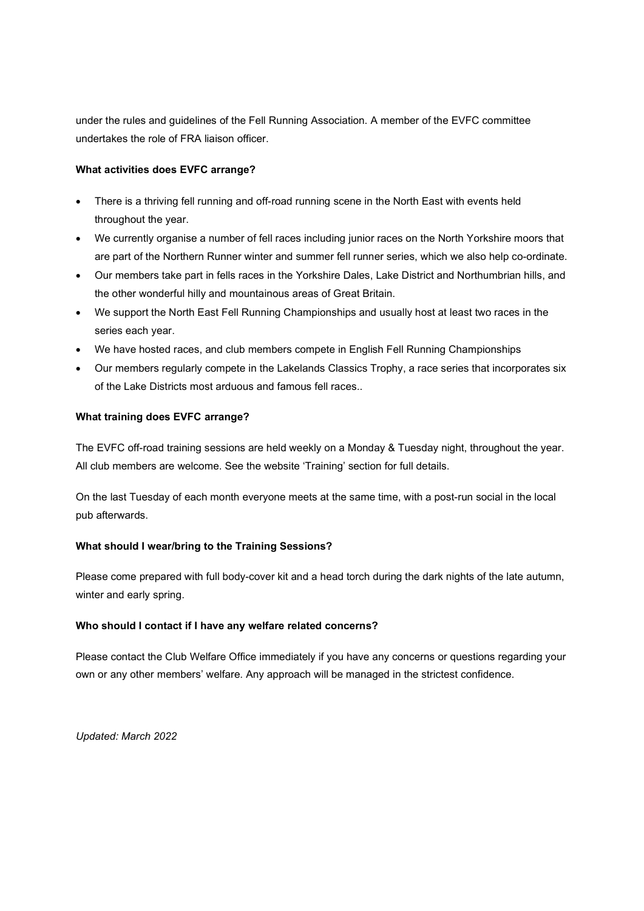under the rules and guidelines of the Fell Running Association. A member of the EVFC committee undertakes the role of FRA liaison officer.

**What activities does EVFC arrange?**

- There is a thriving fell running and off-road running scene in the North East with events held throughout the year.
- We currently organise a number of fell races including junior races on the North Yorkshire moors that are part of the Northern Runner winter and summer fell runner series, which we also help co-ordinate.
- Our members take part in fells races in the Yorkshire Dales, Lake District and Northumbrian hills, and the other wonderful hilly and mountainous areas of Great Britain.
- We support the North East Fell Running Championships and usually host at least two races in the series each year.
- We have hosted races, and club members compete in English Fell Running Championships
- Our members regularly compete in the Lakelands Classics Trophy, a race series that incorporates six of the Lake Districts most arduous and famous fell races..

**What training does EVFC arrange?**

The EVFC off-road training sessions are held weekly on a Monday & Tuesday night, throughout the year. All club members are welcome. See the website 'Training' section for full details.

On the last Tuesday of each month everyone meets at the same time, with a post-run social in the local pub afterwards.

**What should I wear/bring to the Training Sessions?**

Please come prepared with full body-cover kit and a head torch during the dark nights of the late autumn, winter and early spring.

**Who should I contact if I have any welfare related concerns?**

Please contact the Club Welfare Office immediately if you have any concerns or questions regarding your own or any other members' welfare. Any approach will be managed in the strictest confidence.

*Updated: March 2022*